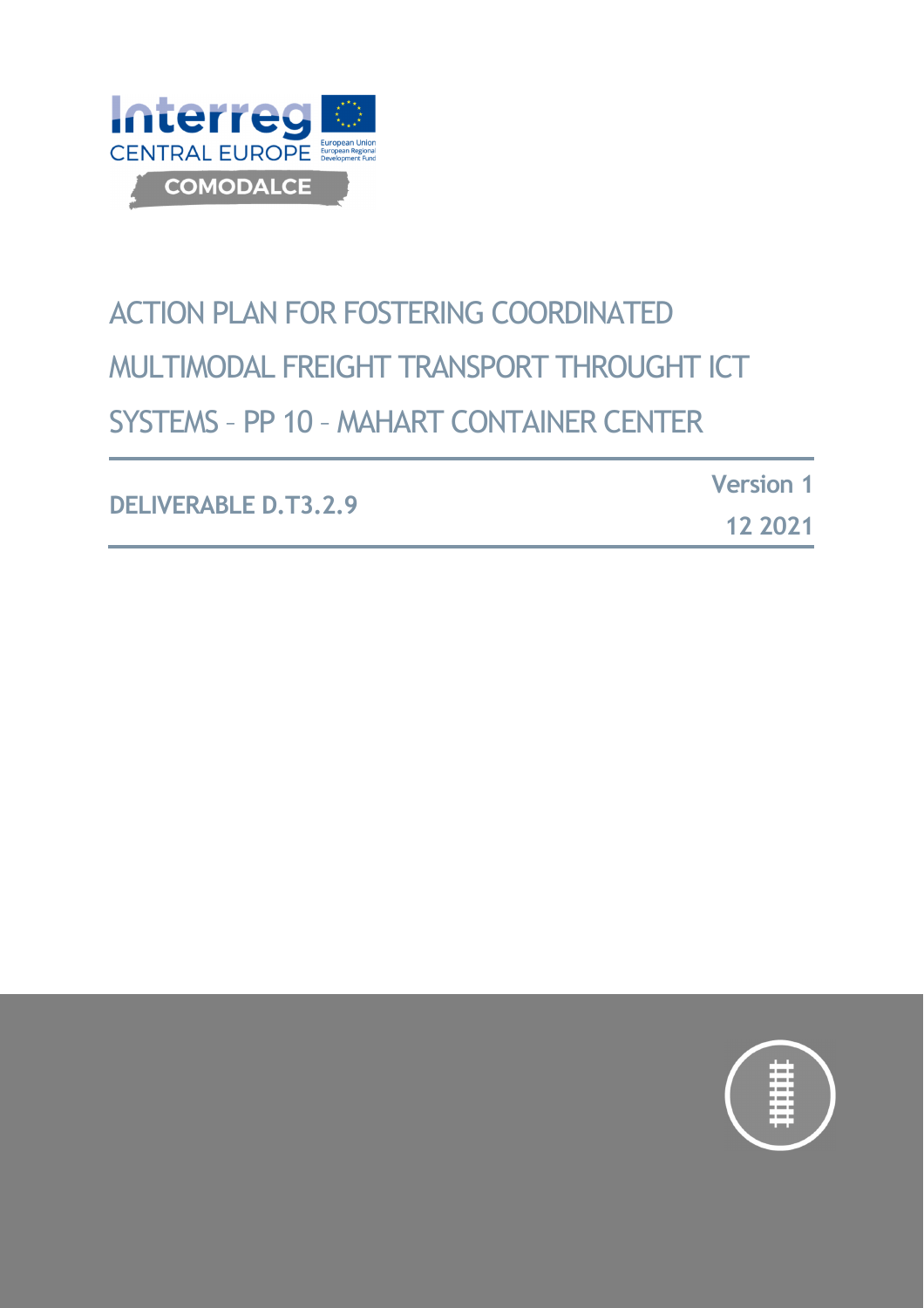Interreg CENTRAL EUROPE

European Union European Regional Development Fund

COMODALCE

# ACTION PLAN FOR FOSTERING COORDINATED MULTIMODAL FREIGHT TRANSPORT THROUGHT ICT SYSTEMS – PP 10 – MAHART CONTAINER CENTER

**DELIVERABLE D.T3.2.9**

**Version 1**

**12 2021**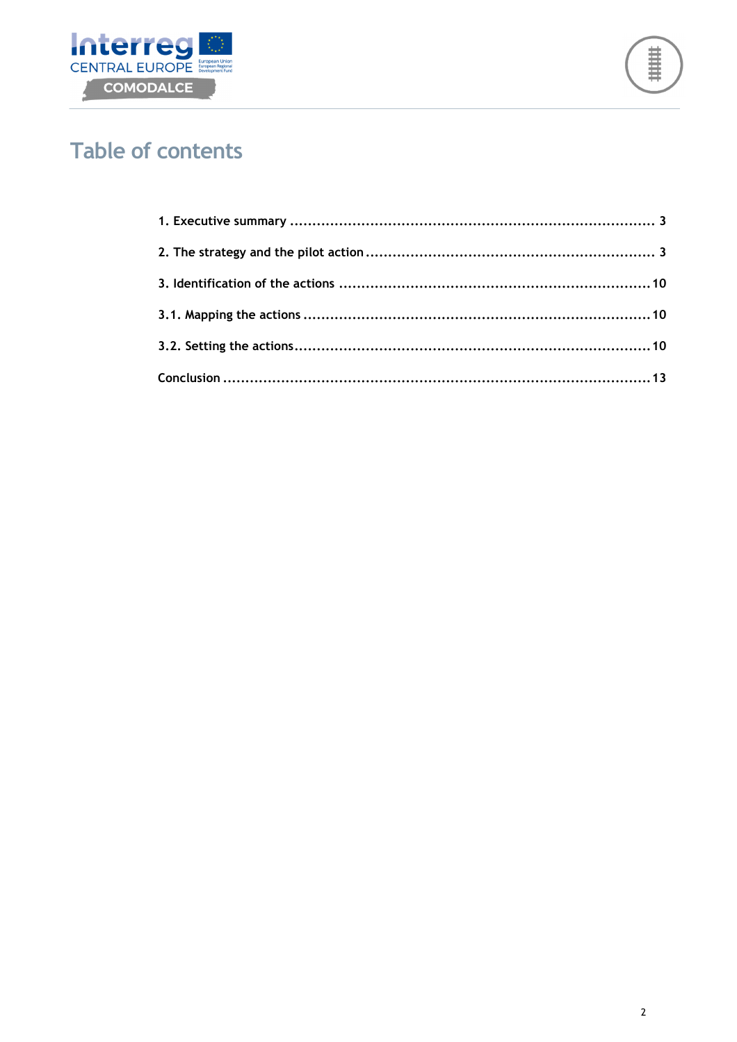# Table of contents

1. Executive summary ........................................................................................ 3

2. The strategy and the pilot action ................................................................. 3

3. Identification of the actions ........................................................................ 10

3.1. Mapping the actions ................................................................................ 10

3.2. Setting the actions ................................................................................... 10

Conclusion ....................................................................................................... 13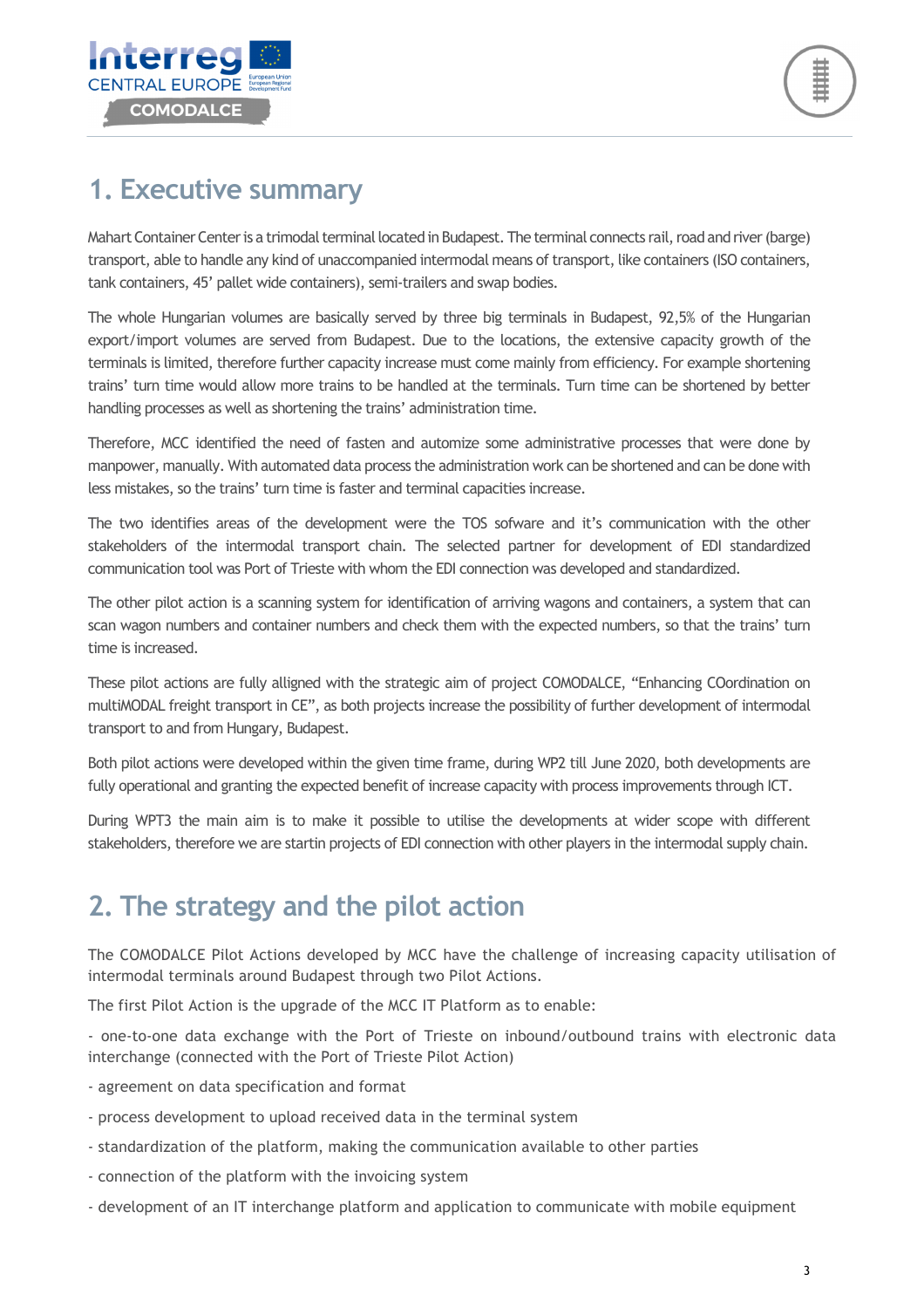# 1. Executive summary

Mahart Container Center is a trimodal terminal located in Budapest. The terminal connects rail, road and river (barge) transport, able to handle any kind of unaccompanied intermodal means of transport, like containers (ISO containers, tank containers, 45' pallet wide containers), semi-trailers and swap bodies.

The whole Hungarian volumes are basically served by three big terminals in Budapest, 92,5% of the Hungarian export/import volumes are served from Budapest. Due to the locations, the extensive capacity growth of the terminals is limited, therefore further capacity increase must come mainly from efficiency. For example shortening trains' turn time would allow more trains to be handled at the terminals. Turn time can be shortened by better handling processes as well as shortening the trains' administration time.

Therefore, MCC identified the need of fasten and automize some administrative processes that were done by manpower, manually. With automated data process the administration work can be shortened and can be done with less mistakes, so the trains' turn time is faster and terminal capacities increase.

The two identifies areas of the development were the TOS sofware and it's communication with the other stakeholders of the intermodal transport chain. The selected partner for development of EDI standardized communication tool was Port of Trieste with whom the EDI connection was developed and standardized.

The other pilot action is a scanning system for identification of arriving wagons and containers, a system that can scan wagon numbers and container numbers and check them with the expected numbers, so that the trains' turn time is increased.

These pilot actions are fully alligned with the strategic aim of project COMODALCE, "Enhancing COordination on multiMODAL freight transport in CE", as both projects increase the possibility of further development of intermodal transport to and from Hungary, Budapest.

Both pilot actions were developed within the given time frame, during WP2 till June 2020, both developments are fully operational and granting the expected benefit of increase capacity with process improvements through ICT.

During WPT3 the main aim is to make it possible to utilise the developments at wider scope with different stakeholders, therefore we are startin projects of EDI connection with other players in the intermodal supply chain.

# 2. The strategy and the pilot action

The COMODALCE Pilot Actions developed by MCC have the challenge of increasing capacity utilisation of intermodal terminals around Budapest through two Pilot Actions.

The first Pilot Action is the upgrade of the MCC IT Platform as to enable:

- one-to-one data exchange with the Port of Trieste on inbound/outbound trains with electronic data interchange (connected with the Port of Trieste Pilot Action)
- agreement on data specification and format
- process development to upload received data in the terminal system
- standardization of the platform, making the communication available to other parties
- connection of the platform with the invoicing system
- development of an IT interchange platform and application to communicate with mobile equipment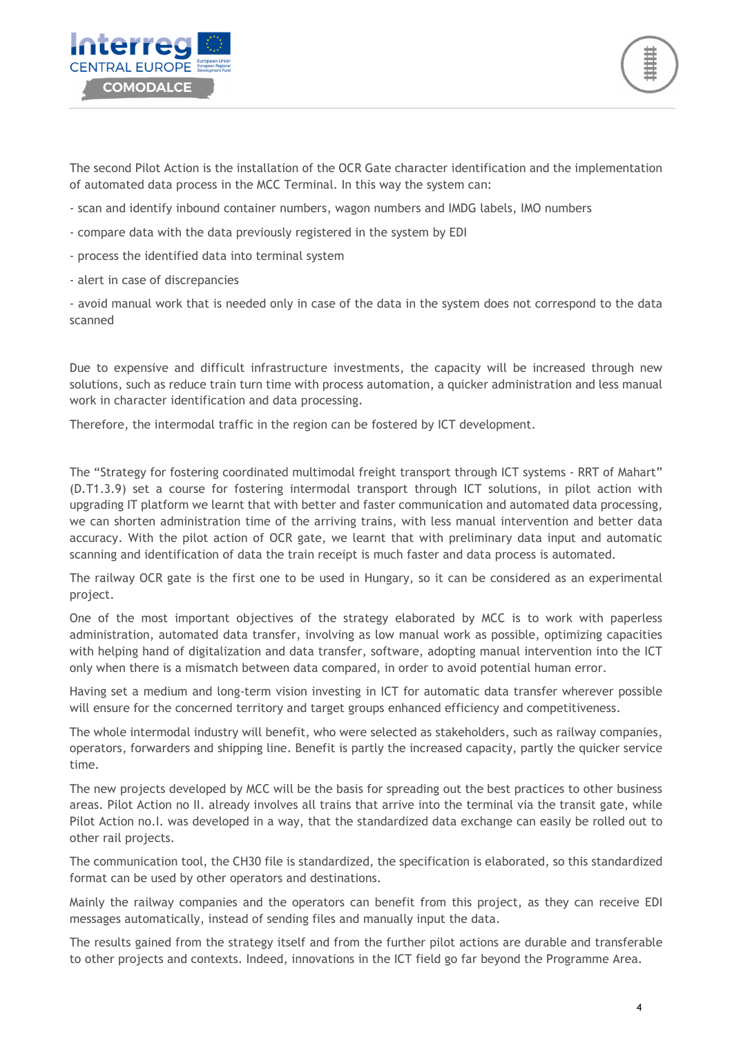The second Pilot Action is the installation of the OCR Gate character identification and the implementation of automated data process in the MCC Terminal. In this way the system can:

- scan and identify inbound container numbers, wagon numbers and IMDG labels, IMO numbers
- compare data with the data previously registered in the system by EDI
- process the identified data into terminal system
- alert in case of discrepancies
- avoid manual work that is needed only in case of the data in the system does not correspond to the data scanned

Due to expensive and difficult infrastructure investments, the capacity will be increased through new solutions, such as reduce train turn time with process automation, a quicker administration and less manual work in character identification and data processing.

Therefore, the intermodal traffic in the region can be fostered by ICT development.

The "Strategy for fostering coordinated multimodal freight transport through ICT systems - RRT of Mahart" (D.T1.3.9) set a course for fostering intermodal transport through ICT solutions, in pilot action with upgrading IT platform we learnt that with better and faster communication and automated data processing, we can shorten administration time of the arriving trains, with less manual intervention and better data accuracy. With the pilot action of OCR gate, we learnt that with preliminary data input and automatic scanning and identification of data the train receipt is much faster and data process is automated.

The railway OCR gate is the first one to be used in Hungary, so it can be considered as an experimental project.

One of the most important objectives of the strategy elaborated by MCC is to work with paperless administration, automated data transfer, involving as low manual work as possible, optimizing capacities with helping hand of digitalization and data transfer, software, adopting manual intervention into the ICT only when there is a mismatch between data compared, in order to avoid potential human error.

Having set a medium and long-term vision investing in ICT for automatic data transfer wherever possible will ensure for the concerned territory and target groups enhanced efficiency and competitiveness.

The whole intermodal industry will benefit, who were selected as stakeholders, such as railway companies, operators, forwarders and shipping line. Benefit is partly the increased capacity, partly the quicker service time.

The new projects developed by MCC will be the basis for spreading out the best practices to other business areas. Pilot Action no II. already involves all trains that arrive into the terminal via the transit gate, while Pilot Action no.I. was developed in a way, that the standardized data exchange can easily be rolled out to other rail projects.

The communication tool, the CH30 file is standardized, the specification is elaborated, so this standardized format can be used by other operators and destinations.

Mainly the railway companies and the operators can benefit from this project, as they can receive EDI messages automatically, instead of sending files and manually input the data.

The results gained from the strategy itself and from the further pilot actions are durable and transferable to other projects and contexts. Indeed, innovations in the ICT field go far beyond the Programme Area.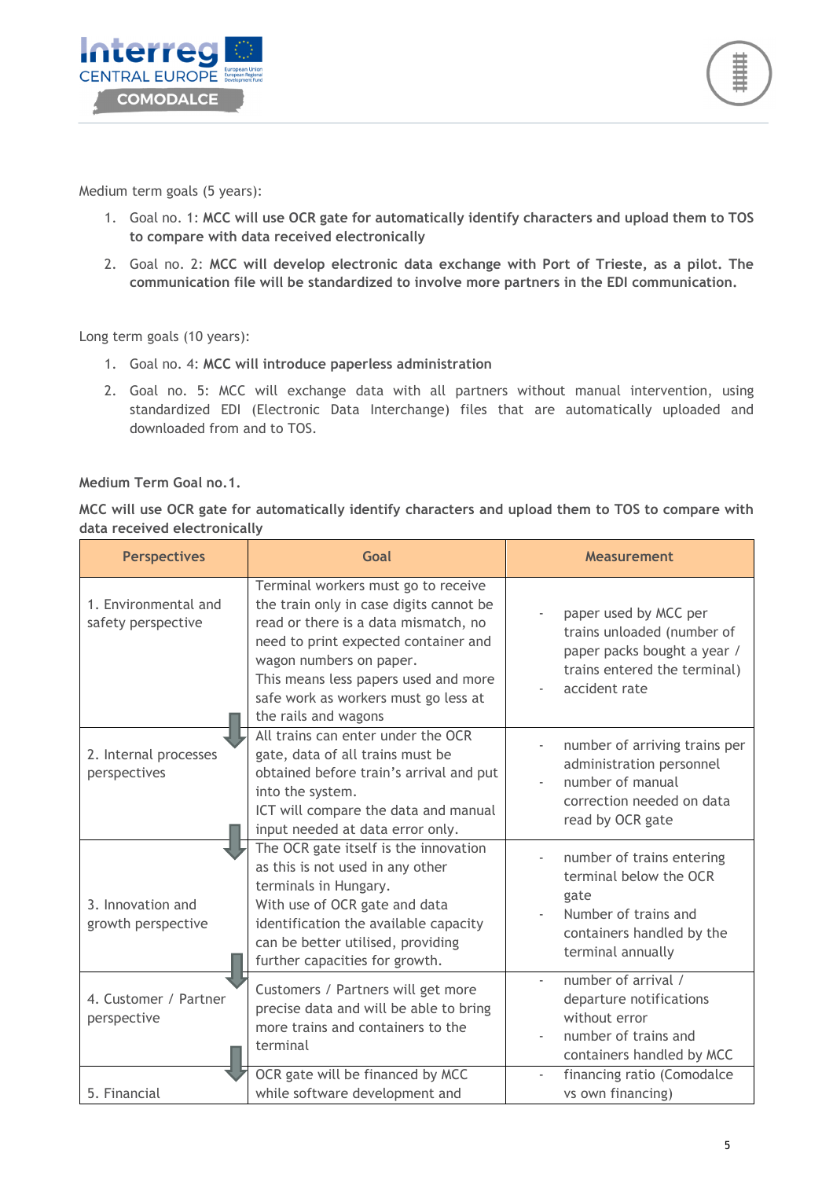Medium term goals (5 years):

1. Goal no. 1: **MCC will use OCR gate for automatically identify characters and upload them to TOS to compare with data received electronically**
2. Goal no. 2: **MCC will develop electronic data exchange with Port of Trieste, as a pilot. The communication file will be standardized to involve more partners in the EDI communication.**

Long term goals (10 years):

1. Goal no. 4: **MCC will introduce paperless administration**
2. Goal no. 5: MCC will exchange data with all partners without manual intervention, using standardized EDI (Electronic Data Interchange) files that are automatically uploaded and downloaded from and to TOS.

**Medium Term Goal no.1.**

**MCC will use OCR gate for automatically identify characters and upload them to TOS to compare with data received electronically**

| Perspectives | Goal | Measurement |
|---|---|---|
| 1. Environmental and safety perspective | Terminal workers must go to receive the train only in case digits cannot be read or there is a data mismatch, no need to print expected container and wagon numbers on paper.<br>This means less papers used and more safe work as workers must go less at the rails and wagons | - paper used by MCC per trains unloaded (number of paper packs bought a year / trains entered the terminal)<br>- accident rate |
| 2. Internal processes perspectives | All trains can enter under the OCR gate, data of all trains must be obtained before train's arrival and put into the system.<br>ICT will compare the data and manual input needed at data error only. | - number of arriving trains per administration personnel<br>- number of manual correction needed on data read by OCR gate |
| 3. Innovation and growth perspective | The OCR gate itself is the innovation as this is not used in any other terminals in Hungary.<br>With use of OCR gate and data identification the available capacity can be better utilised, providing further capacities for growth. | - number of trains entering terminal below the OCR gate<br>- Number of trains and containers handled by the terminal annually |
| 4. Customer / Partner perspective | Customers / Partners will get more precise data and will be able to bring more trains and containers to the terminal | - number of arrival / departure notifications without error<br>- number of trains and containers handled by MCC |
| 5. Financial | OCR gate will be financed by MCC while software development and | - financing ratio (Comodalce vs own financing) |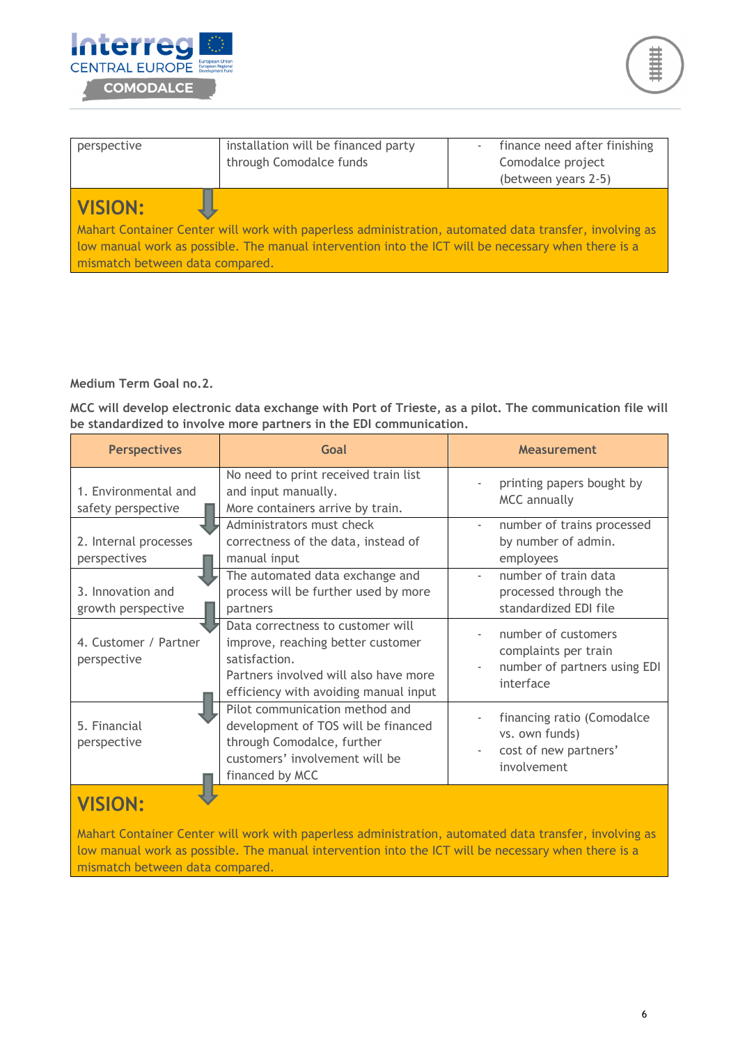| perspective | installation will be financed party through Comodalce funds | - finance need after finishing Comodalce project (between years 2-5) |
|---|---|---|

**VISION:**

Mahart Container Center will work with paperless administration, automated data transfer, involving as low manual work as possible. The manual intervention into the ICT will be necessary when there is a mismatch between data compared.

**Medium Term Goal no.2.**

**MCC will develop electronic data exchange with Port of Trieste, as a pilot. The communication file will be standardized to involve more partners in the EDI communication.**

| Perspectives | Goal | Measurement |
|---|---|---|
| 1. Environmental and safety perspective | No need to print received train list and input manually. More containers arrive by train. | - printing papers bought by MCC annually |
| 2. Internal processes perspectives | Administrators must check correctness of the data, instead of manual input | - number of trains processed by number of admin. employees |
| 3. Innovation and growth perspective | The automated data exchange and process will be further used by more partners | - number of train data processed through the standardized EDI file |
| 4. Customer / Partner perspective | Data correctness to customer will improve, reaching better customer satisfaction. Partners involved will also have more efficiency with avoiding manual input | - number of customers complaints per train<br>- number of partners using EDI interface |
| 5. Financial perspective | Pilot communication method and development of TOS will be financed through Comodalce, further customers' involvement will be financed by MCC | - financing ratio (Comodalce vs. own funds)<br>- cost of new partners' involvement |

**VISION:**

Mahart Container Center will work with paperless administration, automated data transfer, involving as low manual work as possible. The manual intervention into the ICT will be necessary when there is a mismatch between data compared.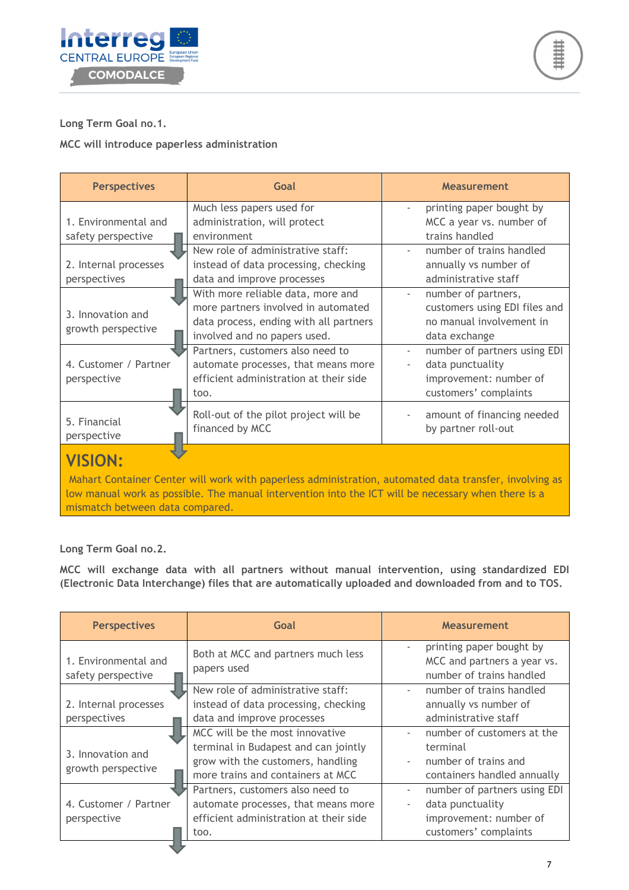Long Term Goal no.1.

**MCC will introduce paperless administration**

| Perspectives | Goal | Measurement |
|---|---|---|
| 1. Environmental and safety perspective | Much less papers used for administration, will protect environment | - printing paper bought by MCC a year vs. number of trains handled |
| 2. Internal processes perspectives | New role of administrative staff: instead of data processing, checking data and improve processes | - number of trains handled annually vs number of administrative staff |
| 3. Innovation and growth perspective | With more reliable data, more and more partners involved in automated data process, ending with all partners involved and no papers used. | - number of partners, customers using EDI files and no manual involvement in data exchange |
| 4. Customer / Partner perspective | Partners, customers also need to automate processes, that means more efficient administration at their side too. | - number of partners using EDI<br>- data punctuality improvement: number of customers' complaints |
| 5. Financial perspective | Roll-out of the pilot project will be financed by MCC | - amount of financing needed by partner roll-out |

**VISION:**

Mahart Container Center will work with paperless administration, automated data transfer, involving as low manual work as possible. The manual intervention into the ICT will be necessary when there is a mismatch between data compared.

Long Term Goal no.2.

**MCC will exchange data with all partners without manual intervention, using standardized EDI (Electronic Data Interchange) files that are automatically uploaded and downloaded from and to TOS.**

| Perspectives | Goal | Measurement |
|---|---|---|
| 1. Environmental and safety perspective | Both at MCC and partners much less papers used | - printing paper bought by MCC and partners a year vs. number of trains handled |
| 2. Internal processes perspectives | New role of administrative staff: instead of data processing, checking data and improve processes | - number of trains handled annually vs number of administrative staff |
| 3. Innovation and growth perspective | MCC will be the most innovative terminal in Budapest and can jointly grow with the customers, handling more trains and containers at MCC | - number of customers at the terminal<br>- number of trains and containers handled annually |
| 4. Customer / Partner perspective | Partners, customers also need to automate processes, that means more efficient administration at their side too. | - number of partners using EDI<br>- data punctuality improvement: number of customers' complaints |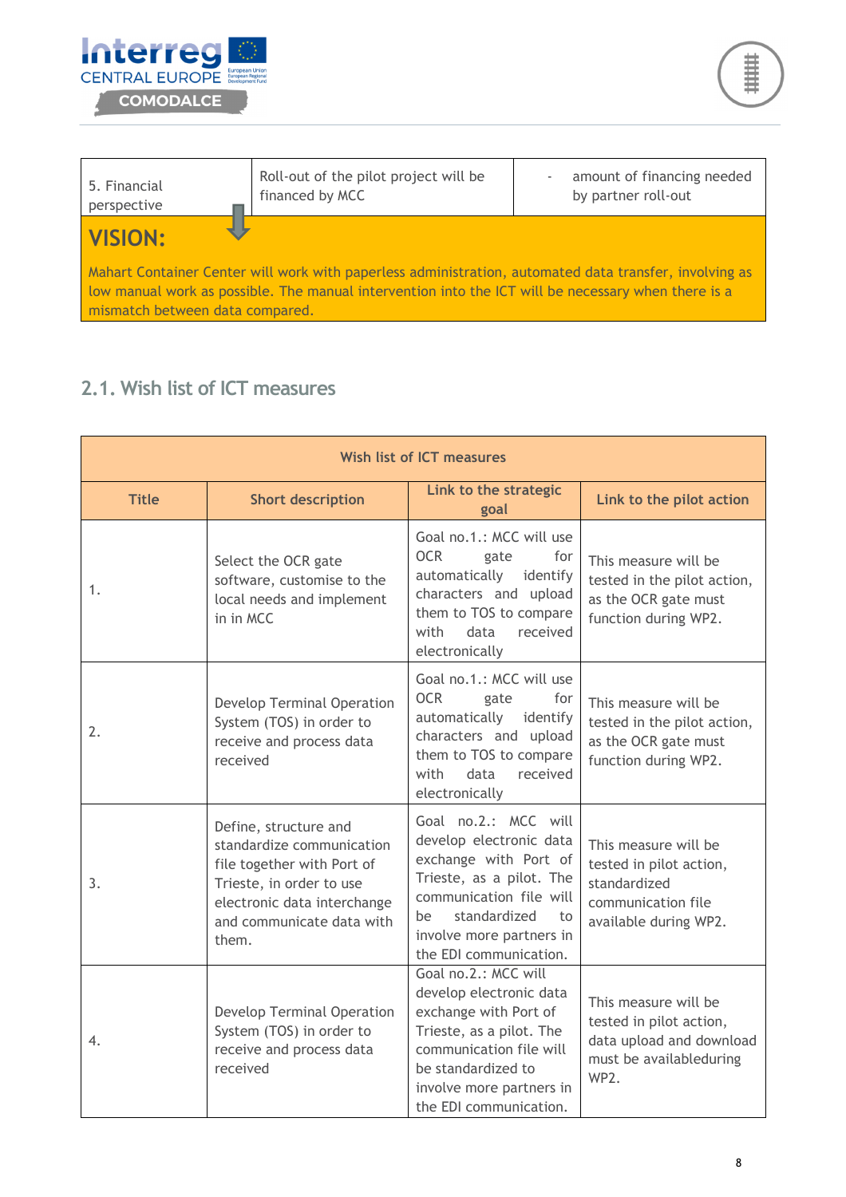| 5. Financial perspective | Roll-out of the pilot project will be financed by MCC | - amount of financing needed by partner roll-out |
|---|---|---|

**VISION:**

Mahart Container Center will work with paperless administration, automated data transfer, involving as low manual work as possible. The manual intervention into the ICT will be necessary when there is a mismatch between data compared.

## 2.1. Wish list of ICT measures

| Wish list of ICT measures | | | |
|---|---|---|---|
| **Title** | **Short description** | **Link to the strategic goal** | **Link to the pilot action** |
| 1. | Select the OCR gate software, customise to the local needs and implement in in MCC | Goal no.1.: MCC will use OCR gate for automatically identify characters and upload them to TOS to compare with data received electronically | This measure will be tested in the pilot action, as the OCR gate must function during WP2. |
| 2. | Develop Terminal Operation System (TOS) in order to receive and process data received | Goal no.1.: MCC will use OCR gate for automatically identify characters and upload them to TOS to compare with data received electronically | This measure will be tested in the pilot action, as the OCR gate must function during WP2. |
| 3. | Define, structure and standardize communication file together with Port of Trieste, in order to use electronic data interchange and communicate data with them. | Goal no.2.: MCC will develop electronic data exchange with Port of Trieste, as a pilot. The communication file will be standardized to involve more partners in the EDI communication. | This measure will be tested in pilot action, standardized communication file available during WP2. |
| 4. | Develop Terminal Operation System (TOS) in order to receive and process data received | Goal no.2.: MCC will develop electronic data exchange with Port of Trieste, as a pilot. The communication file will be standardized to involve more partners in the EDI communication. | This measure will be tested in pilot action, data upload and download must be availableduring WP2. |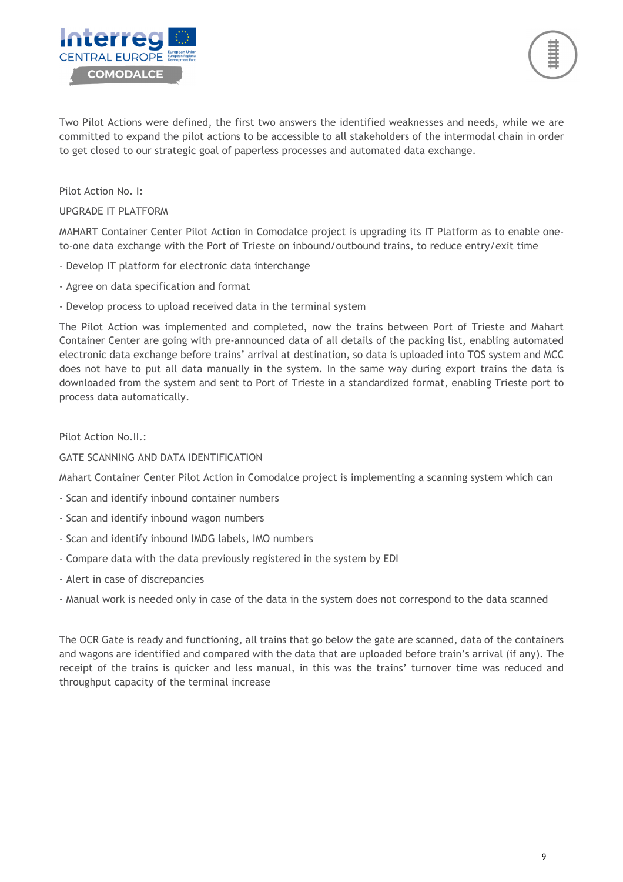Two Pilot Actions were defined, the first two answers the identified weaknesses and needs, while we are committed to expand the pilot actions to be accessible to all stakeholders of the intermodal chain in order to get closed to our strategic goal of paperless processes and automated data exchange.

Pilot Action No. I:

UPGRADE IT PLATFORM

MAHART Container Center Pilot Action in Comodalce project is upgrading its IT Platform as to enable one-to-one data exchange with the Port of Trieste on inbound/outbound trains, to reduce entry/exit time

- Develop IT platform for electronic data interchange
- Agree on data specification and format
- Develop process to upload received data in the terminal system

The Pilot Action was implemented and completed, now the trains between Port of Trieste and Mahart Container Center are going with pre-announced data of all details of the packing list, enabling automated electronic data exchange before trains' arrival at destination, so data is uploaded into TOS system and MCC does not have to put all data manually in the system. In the same way during export trains the data is downloaded from the system and sent to Port of Trieste in a standardized format, enabling Trieste port to process data automatically.

Pilot Action No.II.:

GATE SCANNING AND DATA IDENTIFICATION

Mahart Container Center Pilot Action in Comodalce project is implementing a scanning system which can

- Scan and identify inbound container numbers
- Scan and identify inbound wagon numbers
- Scan and identify inbound IMDG labels, IMO numbers
- Compare data with the data previously registered in the system by EDI
- Alert in case of discrepancies
- Manual work is needed only in case of the data in the system does not correspond to the data scanned

The OCR Gate is ready and functioning, all trains that go below the gate are scanned, data of the containers and wagons are identified and compared with the data that are uploaded before train's arrival (if any). The receipt of the trains is quicker and less manual, in this was the trains' turnover time was reduced and throughput capacity of the terminal increase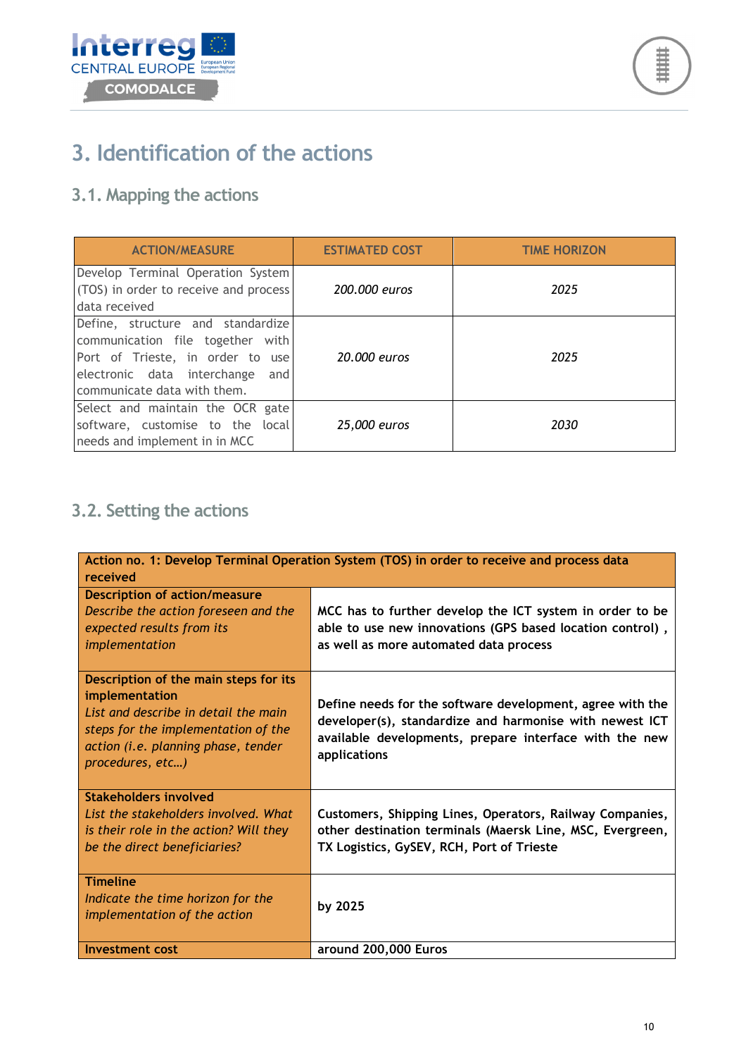# 3. Identification of the actions

## 3.1. Mapping the actions

| ACTION/MEASURE | ESTIMATED COST | TIME HORIZON |
|---|---|---|
| Develop Terminal Operation System (TOS) in order to receive and process data received | *200.000 euros* | *2025* |
| Define, structure and standardize communication file together with Port of Trieste, in order to use electronic data interchange and communicate data with them. | *20.000 euros* | *2025* |
| Select and maintain the OCR gate software, customise to the local needs and implement in in MCC | *25,000 euros* | *2030* |

## 3.2. Setting the actions

| **Action no. 1: Develop Terminal Operation System (TOS) in order to receive and process data received** | |
|---|---|
| **Description of action/measure** *Describe the action foreseen and the expected results from its implementation* | **MCC has to further develop the ICT system in order to be able to use new innovations (GPS based location control) , as well as more automated data process** |
| **Description of the main steps for its implementation** *List and describe in detail the main steps for the implementation of the action (i.e. planning phase, tender procedures, etc…)* | **Define needs for the software development, agree with the developer(s), standardize and harmonise with newest ICT available developments, prepare interface with the new applications** |
| **Stakeholders involved** *List the stakeholders involved. What is their role in the action? Will they be the direct beneficiaries?* | **Customers, Shipping Lines, Operators, Railway Companies, other destination terminals (Maersk Line, MSC, Evergreen, TX Logistics, GySEV, RCH, Port of Trieste** |
| **Timeline** *Indicate the time horizon for the implementation of the action* | **by 2025** |
| **Investment cost** | **around 200,000 Euros** |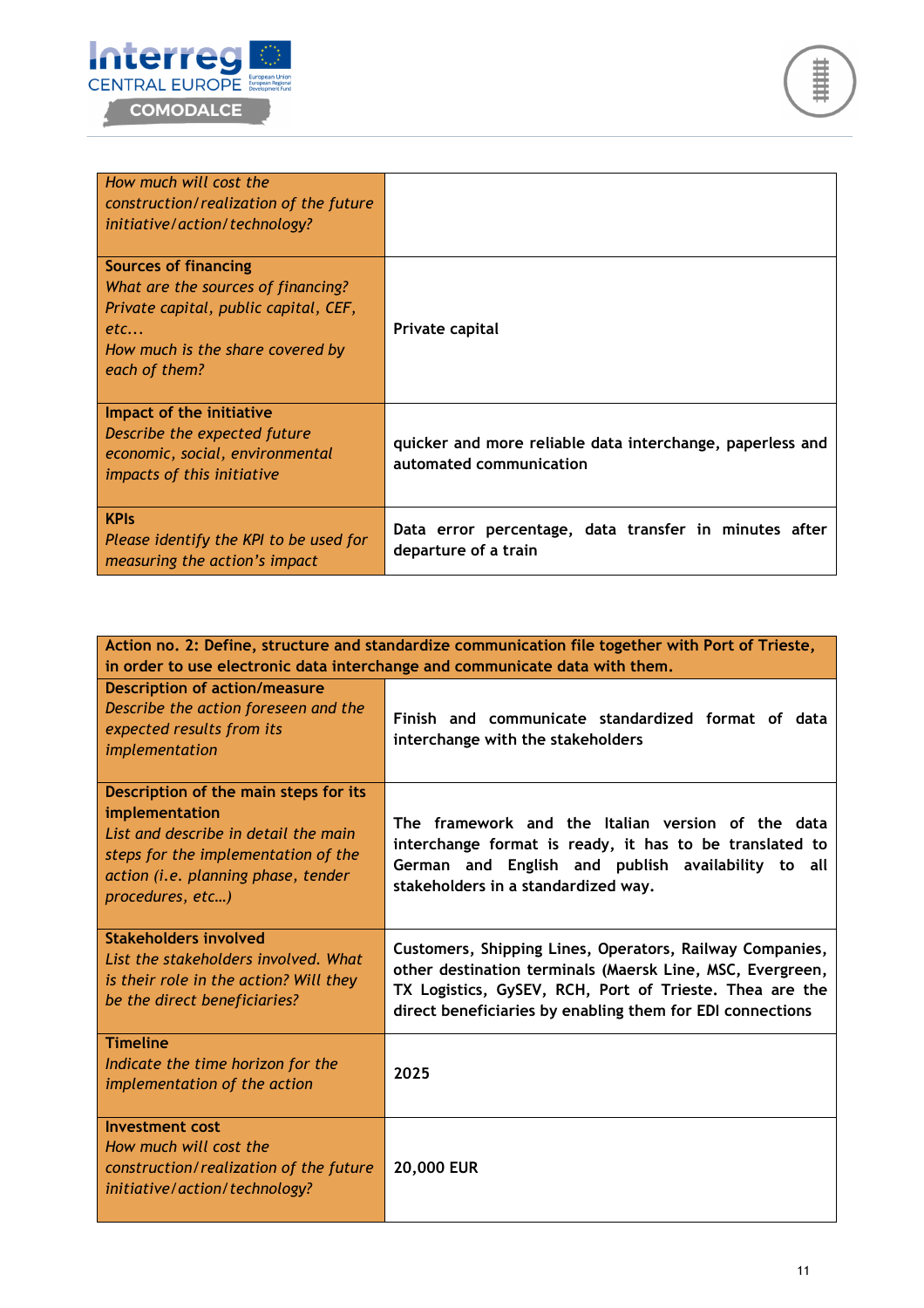| | |
|---|---|
| *How much will cost the construction/realization of the future initiative/action/technology?* | |
| **Sources of financing**<br>*What are the sources of financing? Private capital, public capital, CEF, etc...*<br>*How much is the share covered by each of them?* | **Private capital** |
| **Impact of the initiative**<br>*Describe the expected future economic, social, environmental impacts of this initiative* | **quicker and more reliable data interchange, paperless and automated communication** |
| **KPIs**<br>*Please identify the KPI to be used for measuring the action's impact* | **Data error percentage, data transfer in minutes after departure of a train** |

| **Action no. 2: Define, structure and standardize communication file together with Port of Trieste, in order to use electronic data interchange and communicate data with them.** | |
|---|---|
| **Description of action/measure**<br>*Describe the action foreseen and the expected results from its implementation* | **Finish and communicate standardized format of data interchange with the stakeholders** |
| **Description of the main steps for its implementation**<br>*List and describe in detail the main steps for the implementation of the action (i.e. planning phase, tender procedures, etc…)* | **The framework and the Italian version of the data interchange format is ready, it has to be translated to German and English and publish availability to all stakeholders in a standardized way.** |
| **Stakeholders involved**<br>*List the stakeholders involved. What is their role in the action? Will they be the direct beneficiaries?* | **Customers, Shipping Lines, Operators, Railway Companies, other destination terminals (Maersk Line, MSC, Evergreen, TX Logistics, GySEV, RCH, Port of Trieste. Thea are the direct beneficiaries by enabling them for EDI connections** |
| **Timeline**<br>*Indicate the time horizon for the implementation of the action* | **2025** |
| **Investment cost**<br>*How much will cost the construction/realization of the future initiative/action/technology?* | **20,000 EUR** |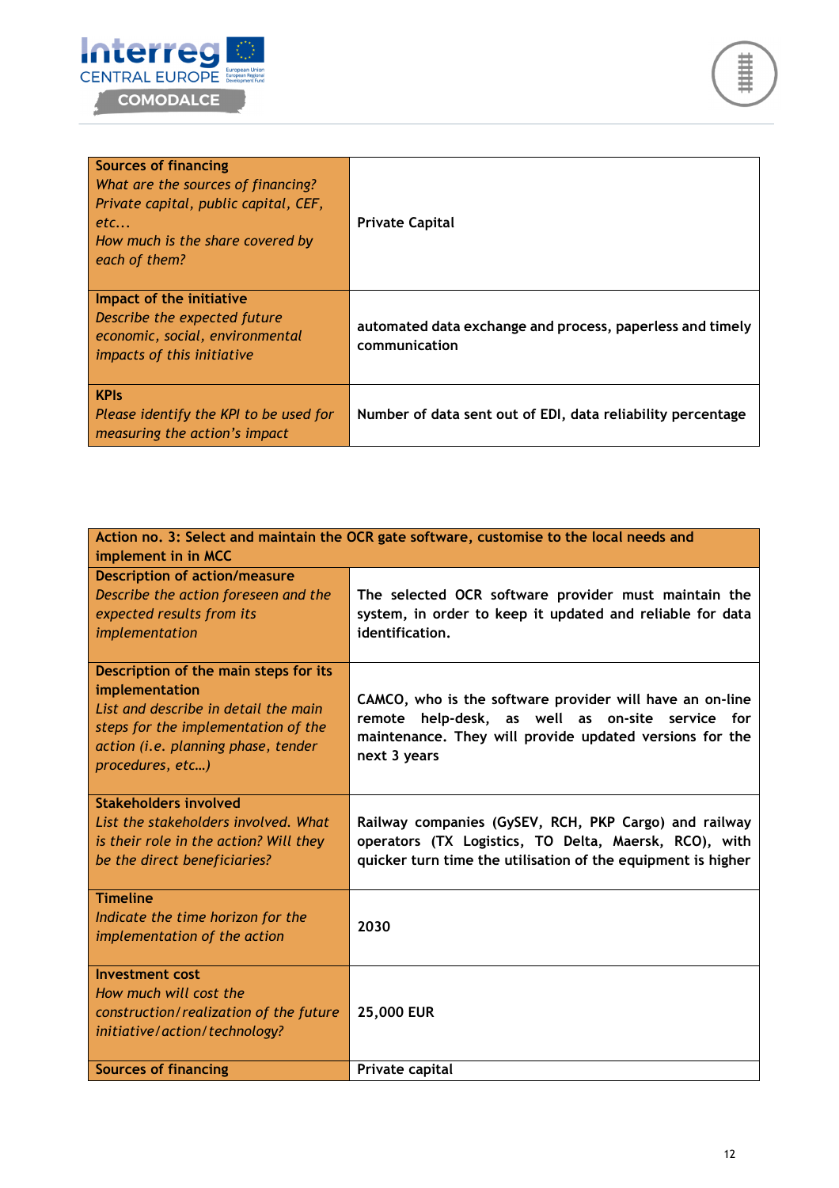| **Sources of financing**<br>*What are the sources of financing? Private capital, public capital, CEF, etc...*<br>*How much is the share covered by each of them?* | **Private Capital** |
|---|---|
| **Impact of the initiative**<br>*Describe the expected future economic, social, environmental impacts of this initiative* | **automated data exchange and process, paperless and timely communication** |
| **KPIs**<br>*Please identify the KPI to be used for measuring the action's impact* | **Number of data sent out of EDI, data reliability percentage** |

| **Action no. 3: Select and maintain the OCR gate software, customise to the local needs and implement in in MCC** | |
|---|---|
| **Description of action/measure**<br>*Describe the action foreseen and the expected results from its implementation* | **The selected OCR software provider must maintain the system, in order to keep it updated and reliable for data identification.** |
| **Description of the main steps for its implementation**<br>*List and describe in detail the main steps for the implementation of the action (i.e. planning phase, tender procedures, etc…)* | **CAMCO, who is the software provider will have an on-line remote help-desk, as well as on-site service for maintenance. They will provide updated versions for the next 3 years** |
| **Stakeholders involved**<br>*List the stakeholders involved. What is their role in the action? Will they be the direct beneficiaries?* | **Railway companies (GySEV, RCH, PKP Cargo) and railway operators (TX Logistics, TO Delta, Maersk, RCO), with quicker turn time the utilisation of the equipment is higher** |
| **Timeline**<br>*Indicate the time horizon for the implementation of the action* | **2030** |
| **Investment cost**<br>*How much will cost the construction/realization of the future initiative/action/technology?* | **25,000 EUR** |
| **Sources of financing** | **Private capital** |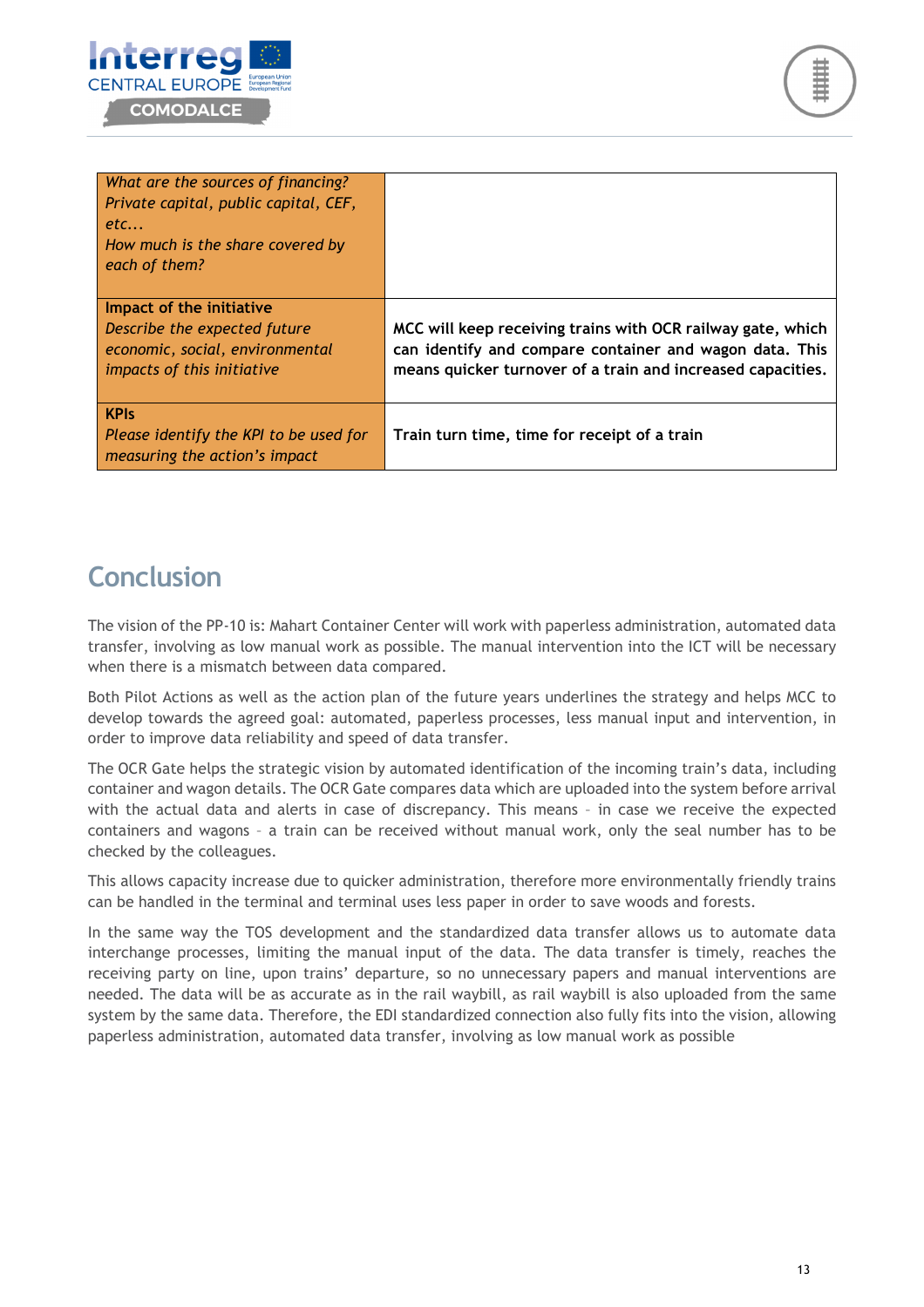| | |
|---|---|
| *What are the sources of financing? Private capital, public capital, CEF, etc...*<br>*How much is the share covered by each of them?* | |
| **Impact of the initiative**<br>*Describe the expected future economic, social, environmental impacts of this initiative* | **MCC will keep receiving trains with OCR railway gate, which can identify and compare container and wagon data. This means quicker turnover of a train and increased capacities.** |
| **KPIs**<br>*Please identify the KPI to be used for measuring the action's impact* | **Train turn time, time for receipt of a train** |

## Conclusion

The vision of the PP-10 is: Mahart Container Center will work with paperless administration, automated data transfer, involving as low manual work as possible. The manual intervention into the ICT will be necessary when there is a mismatch between data compared.

Both Pilot Actions as well as the action plan of the future years underlines the strategy and helps MCC to develop towards the agreed goal: automated, paperless processes, less manual input and intervention, in order to improve data reliability and speed of data transfer.

The OCR Gate helps the strategic vision by automated identification of the incoming train's data, including container and wagon details. The OCR Gate compares data which are uploaded into the system before arrival with the actual data and alerts in case of discrepancy. This means – in case we receive the expected containers and wagons – a train can be received without manual work, only the seal number has to be checked by the colleagues.

This allows capacity increase due to quicker administration, therefore more environmentally friendly trains can be handled in the terminal and terminal uses less paper in order to save woods and forests.

In the same way the TOS development and the standardized data transfer allows us to automate data interchange processes, limiting the manual input of the data. The data transfer is timely, reaches the receiving party on line, upon trains' departure, so no unnecessary papers and manual interventions are needed. The data will be as accurate as in the rail waybill, as rail waybill is also uploaded from the same system by the same data. Therefore, the EDI standardized connection also fully fits into the vision, allowing paperless administration, automated data transfer, involving as low manual work as possible